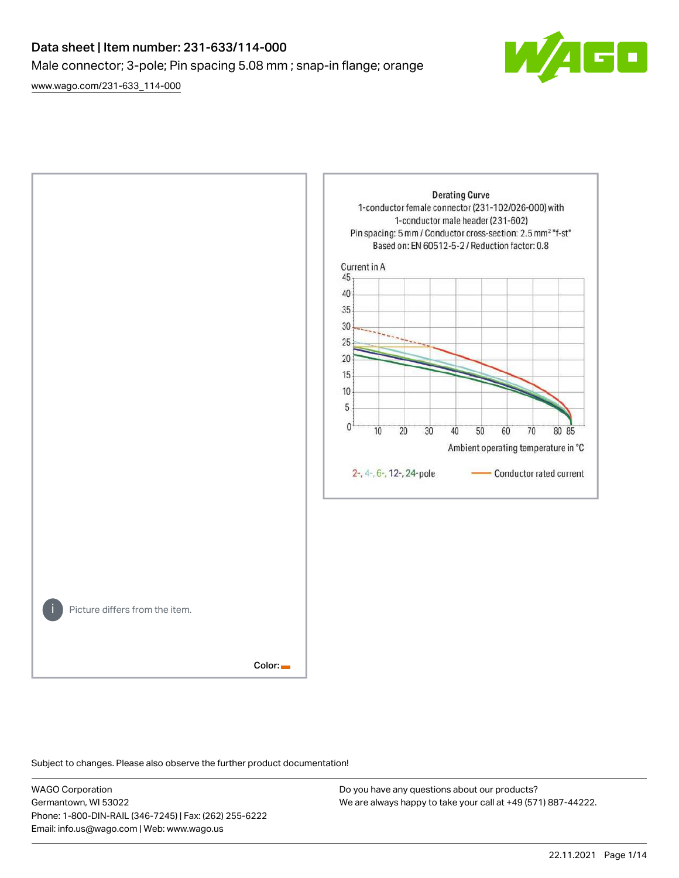# Data sheet | Item number: 231-633/114-000

Male connector; 3-pole; Pin spacing 5.08 mm ; snap-in flange; orange

www.wago.com/231-633_114-000

Derating Curve
1-conductor female connector (231-102/026-000) with
1-conductor male header (231-602)
Pin spacing: 5 mm / Conductor cross-section: 2.5 mm² "f-st"
Based on: EN 60512-5-2 / Reduction factor: 0.8

Current in A

Ambient operating temperature in °C

2-, 4-, 6-, 12-, 24-pole — Conductor rated current

Picture differs from the item.

Color:

Subject to changes. Please also observe the further product documentation!

WAGO Corporation
Germantown, WI 53022
Phone: 1-800-DIN-RAIL (346-7245) | Fax: (262) 255-6222
Email: info.us@wago.com | Web: www.wago.us

Do you have any questions about our products?
We are always happy to take your call at +49 (571) 887-44222.

22.11.2021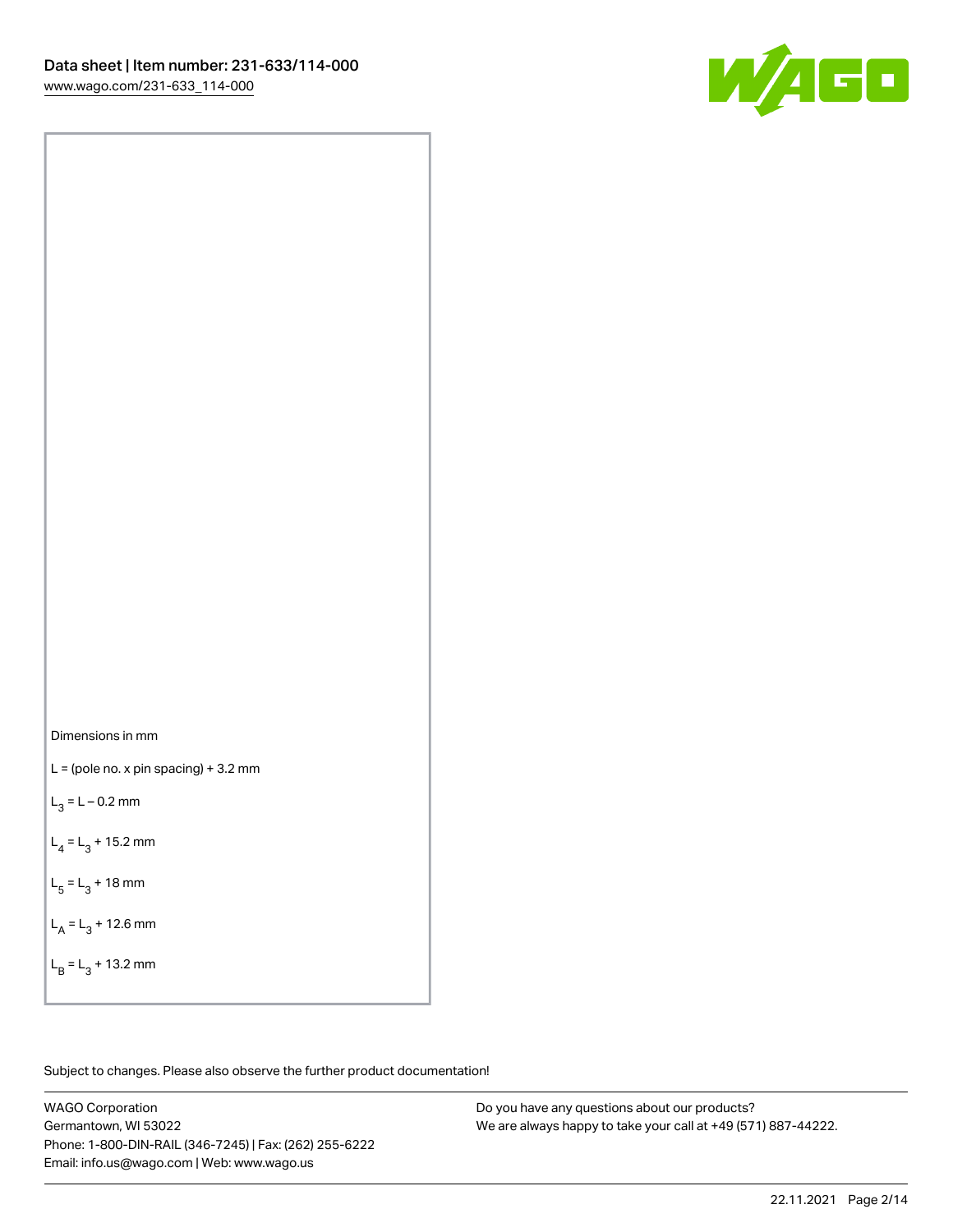Dimensions in mm

L = (pole no. x pin spacing) + 3.2 mm

$L_3$ = L – 0.2 mm

$L_4$ = $L_3$ + 15.2 mm

$L_5$ = $L_3$ + 18 mm

$L_A$ = $L_3$ + 12.6 mm

$L_B$ = $L_3$ + 13.2 mm

Subject to changes. Please also observe the further product documentation!

WAGO Corporation
Germantown, WI 53022
Phone: 1-800-DIN-RAIL (346-7245) | Fax: (262) 255-6222
Email: info.us@wago.com | Web: www.wago.us

Do you have any questions about our products?
We are always happy to take your call at +49 (571) 887-44222.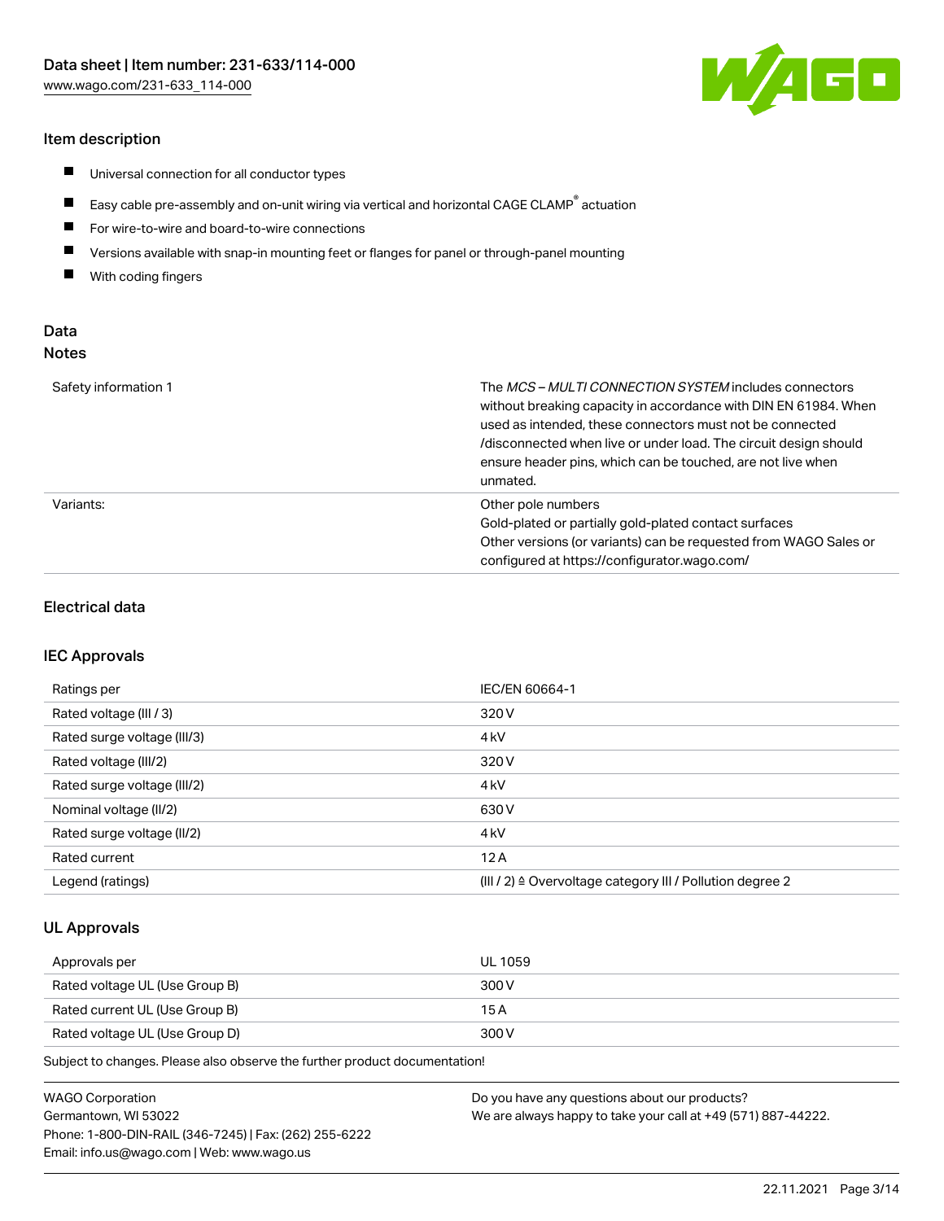## Item description

- Universal connection for all conductor types
- Easy cable pre-assembly and on-unit wiring via vertical and horizontal CAGE CLAMP® actuation
- For wire-to-wire and board-to-wire connections
- Versions available with snap-in mounting feet or flanges for panel or through-panel mounting
- With coding fingers

## Data

### Notes

| | |
|---|---|
| Safety information 1 | The *MCS – MULTI CONNECTION SYSTEM* includes connectors without breaking capacity in accordance with DIN EN 61984. When used as intended, these connectors must not be connected /disconnected when live or under load. The circuit design should ensure header pins, which can be touched, are not live when unmated. |
| Variants: | Other pole numbers<br>Gold-plated or partially gold-plated contact surfaces<br>Other versions (or variants) can be requested from WAGO Sales or configured at https://configurator.wago.com/ |

## Electrical data

### IEC Approvals

| | |
|---|---|
| Ratings per | IEC/EN 60664-1 |
| Rated voltage (III / 3) | 320 V |
| Rated surge voltage (III/3) | 4 kV |
| Rated voltage (III/2) | 320 V |
| Rated surge voltage (III/2) | 4 kV |
| Nominal voltage (II/2) | 630 V |
| Rated surge voltage (II/2) | 4 kV |
| Rated current | 12 A |
| Legend (ratings) | (III / 2) ≙ Overvoltage category III / Pollution degree 2 |

### UL Approvals

| | |
|---|---|
| Approvals per | UL 1059 |
| Rated voltage UL (Use Group B) | 300 V |
| Rated current UL (Use Group B) | 15 A |
| Rated voltage UL (Use Group D) | 300 V |

Subject to changes. Please also observe the further product documentation!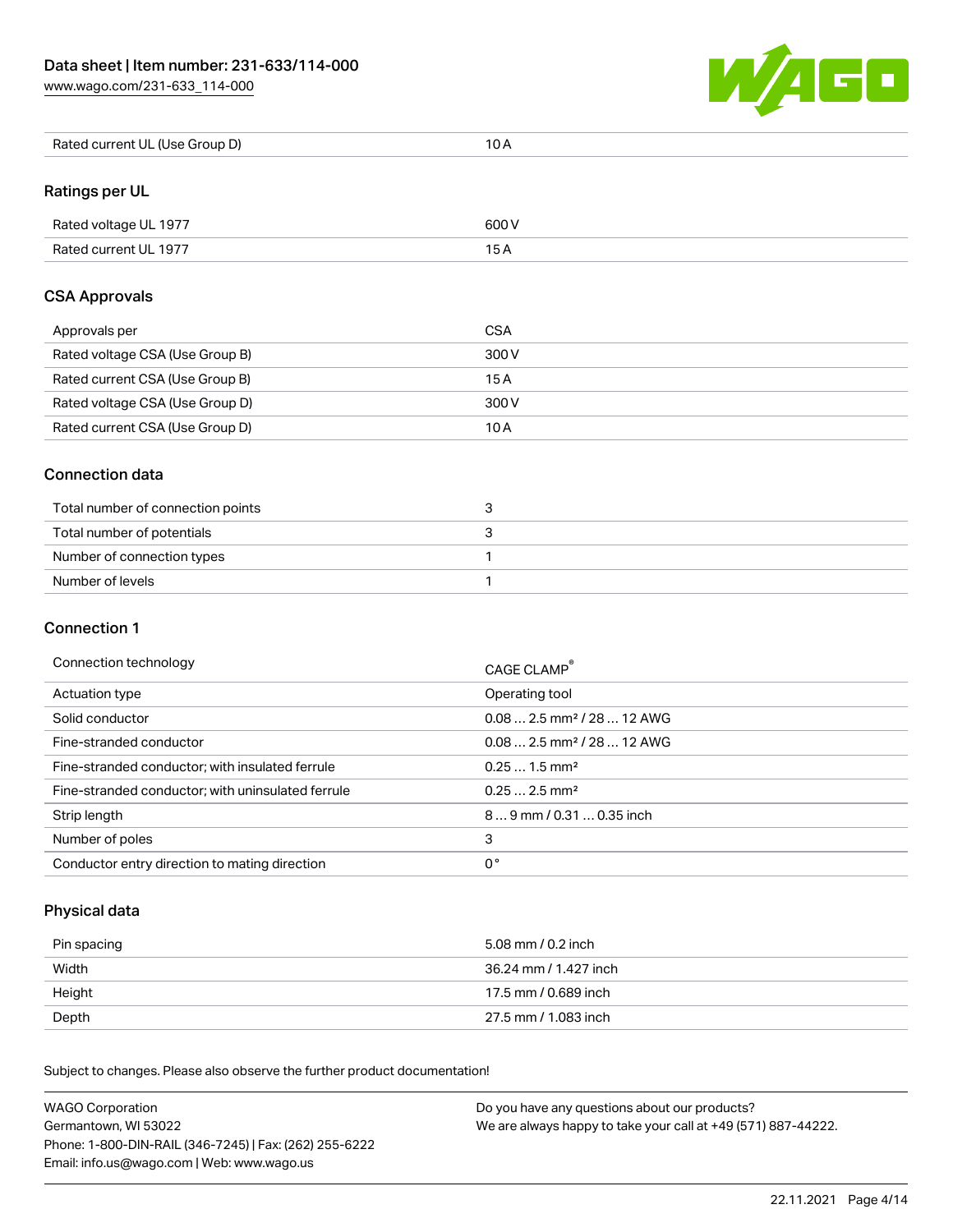| Rated current UL (Use Group D) | 10 A |
| --- | --- |

## Ratings per UL

| Rated voltage UL 1977 | 600 V |
| --- | --- |
| Rated current UL 1977 | 15 A |

## CSA Approvals

| Approvals per | CSA |
| --- | --- |
| Rated voltage CSA (Use Group B) | 300 V |
| Rated current CSA (Use Group B) | 15 A |
| Rated voltage CSA (Use Group D) | 300 V |
| Rated current CSA (Use Group D) | 10 A |

## Connection data

| Total number of connection points | 3 |
| --- | --- |
| Total number of potentials | 3 |
| Number of connection types | 1 |
| Number of levels | 1 |

## Connection 1

| Connection technology | CAGE CLAMP® |
| --- | --- |
| Actuation type | Operating tool |
| Solid conductor | 0.08 … 2.5 mm² / 28 … 12 AWG |
| Fine-stranded conductor | 0.08 … 2.5 mm² / 28 … 12 AWG |
| Fine-stranded conductor; with insulated ferrule | 0.25 … 1.5 mm² |
| Fine-stranded conductor; with uninsulated ferrule | 0.25 … 2.5 mm² |
| Strip length | 8 … 9 mm / 0.31 … 0.35 inch |
| Number of poles | 3 |
| Conductor entry direction to mating direction | 0 ° |

## Physical data

| Pin spacing | 5.08 mm / 0.2 inch |
| --- | --- |
| Width | 36.24 mm / 1.427 inch |
| Height | 17.5 mm / 0.689 inch |
| Depth | 27.5 mm / 1.083 inch |

Subject to changes. Please also observe the further product documentation!

WAGO Corporation
Germantown, WI 53022
Phone: 1-800-DIN-RAIL (346-7245) | Fax: (262) 255-6222
Email: info.us@wago.com | Web: www.wago.us

Do you have any questions about our products?
We are always happy to take your call at +49 (571) 887-44222.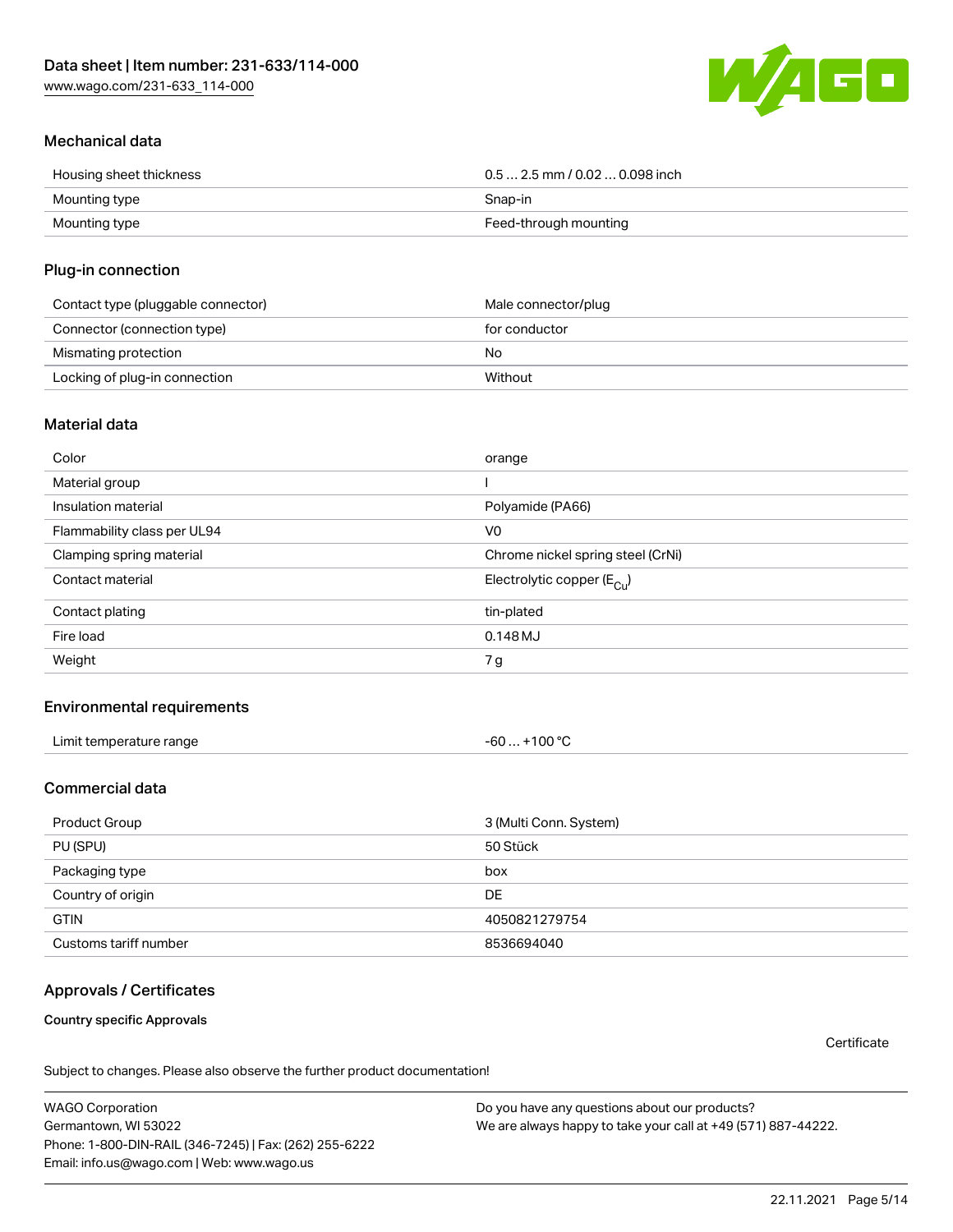## Mechanical data

| | |
|---|---|
| Housing sheet thickness | 0.5 … 2.5 mm / 0.02 … 0.098 inch |
| Mounting type | Snap-in |
| Mounting type | Feed-through mounting |

## Plug-in connection

| | |
|---|---|
| Contact type (pluggable connector) | Male connector/plug |
| Connector (connection type) | for conductor |
| Mismating protection | No |
| Locking of plug-in connection | Without |

## Material data

| | |
|---|---|
| Color | orange |
| Material group | I |
| Insulation material | Polyamide (PA66) |
| Flammability class per UL94 | V0 |
| Clamping spring material | Chrome nickel spring steel (CrNi) |
| Contact material | Electrolytic copper ($E_{Cu}$) |
| Contact plating | tin-plated |
| Fire load | 0.148 MJ |
| Weight | 7 g |

## Environmental requirements

| | |
|---|---|
| Limit temperature range | -60 … +100 °C |

## Commercial data

| | |
|---|---|
| Product Group | 3 (Multi Conn. System) |
| PU (SPU) | 50 Stück |
| Packaging type | box |
| Country of origin | DE |
| GTIN | 4050821279754 |
| Customs tariff number | 8536694040 |

## Approvals / Certificates

**Country specific Approvals**

Certificate

Subject to changes. Please also observe the further product documentation!

WAGO Corporation
Germantown, WI 53022
Phone: 1-800-DIN-RAIL (346-7245) | Fax: (262) 255-6222
Email: info.us@wago.com | Web: www.wago.us

Do you have any questions about our products?
We are always happy to take your call at +49 (571) 887-44222.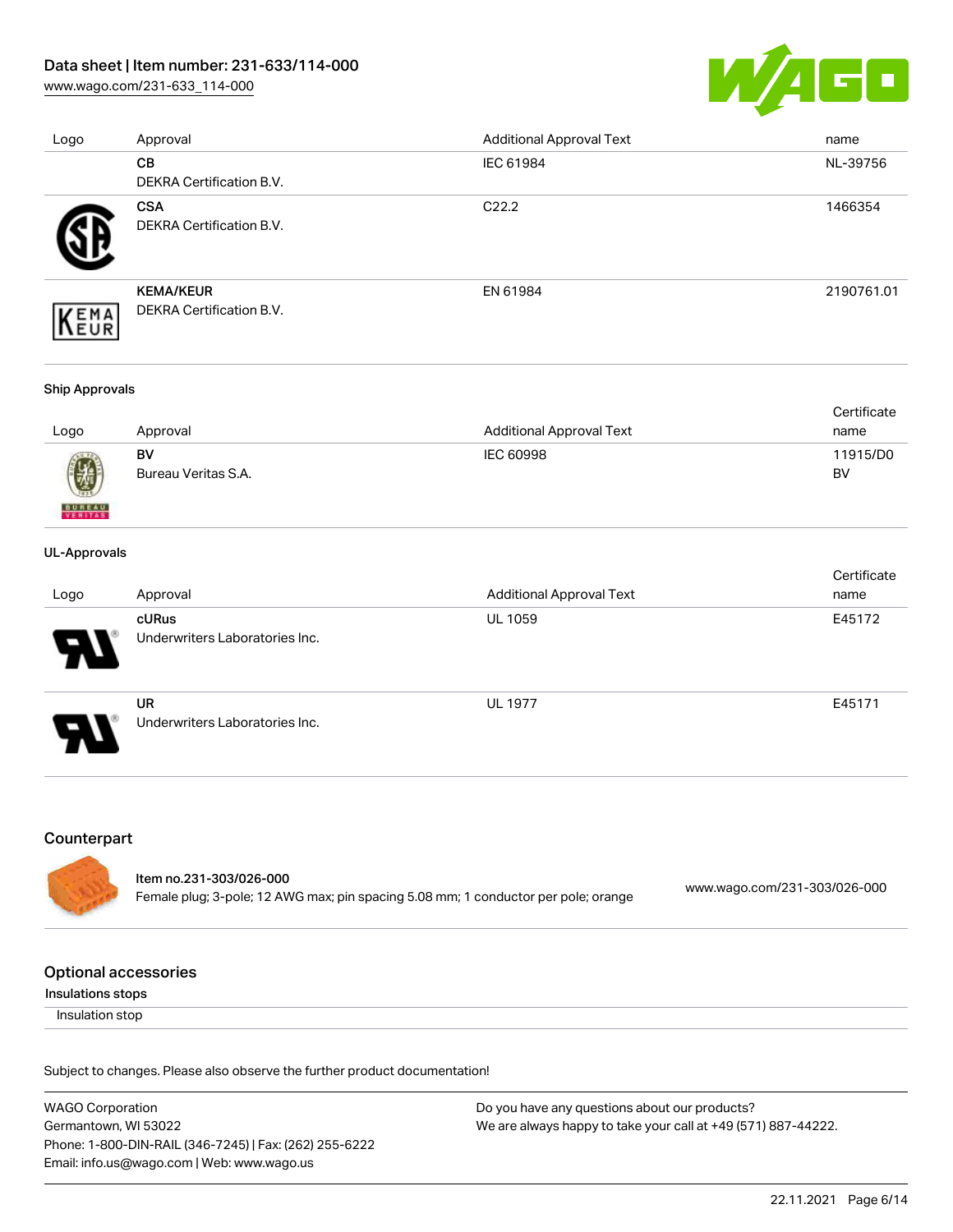| Logo | Approval | Additional Approval Text | name |
| --- | --- | --- | --- |
| | **CB**<br>DEKRA Certification B.V. | IEC 61984 | NL-39756 |
| | **CSA**<br>DEKRA Certification B.V. | C22.2 | 1466354 |
| | **KEMA/KEUR**<br>DEKRA Certification B.V. | EN 61984 | 2190761.01 |

**Ship Approvals**

| Logo | Approval | Additional Approval Text | Certificate name |
| --- | --- | --- | --- |
| | **BV**<br>Bureau Veritas S.A. | IEC 60998 | 11915/D0 BV |

**UL-Approvals**

| Logo | Approval | Additional Approval Text | Certificate name |
| --- | --- | --- | --- |
| | **cURus**<br>Underwriters Laboratories Inc. | UL 1059 | E45172 |
| | **UR**<br>Underwriters Laboratories Inc. | UL 1977 | E45171 |

## Counterpart

**Item no.231-303/026-000**
Female plug; 3-pole; 12 AWG max; pin spacing 5.08 mm; 1 conductor per pole; orange
www.wago.com/231-303/026-000

## Optional accessories

**Insulations stops**

Insulation stop

Subject to changes. Please also observe the further product documentation!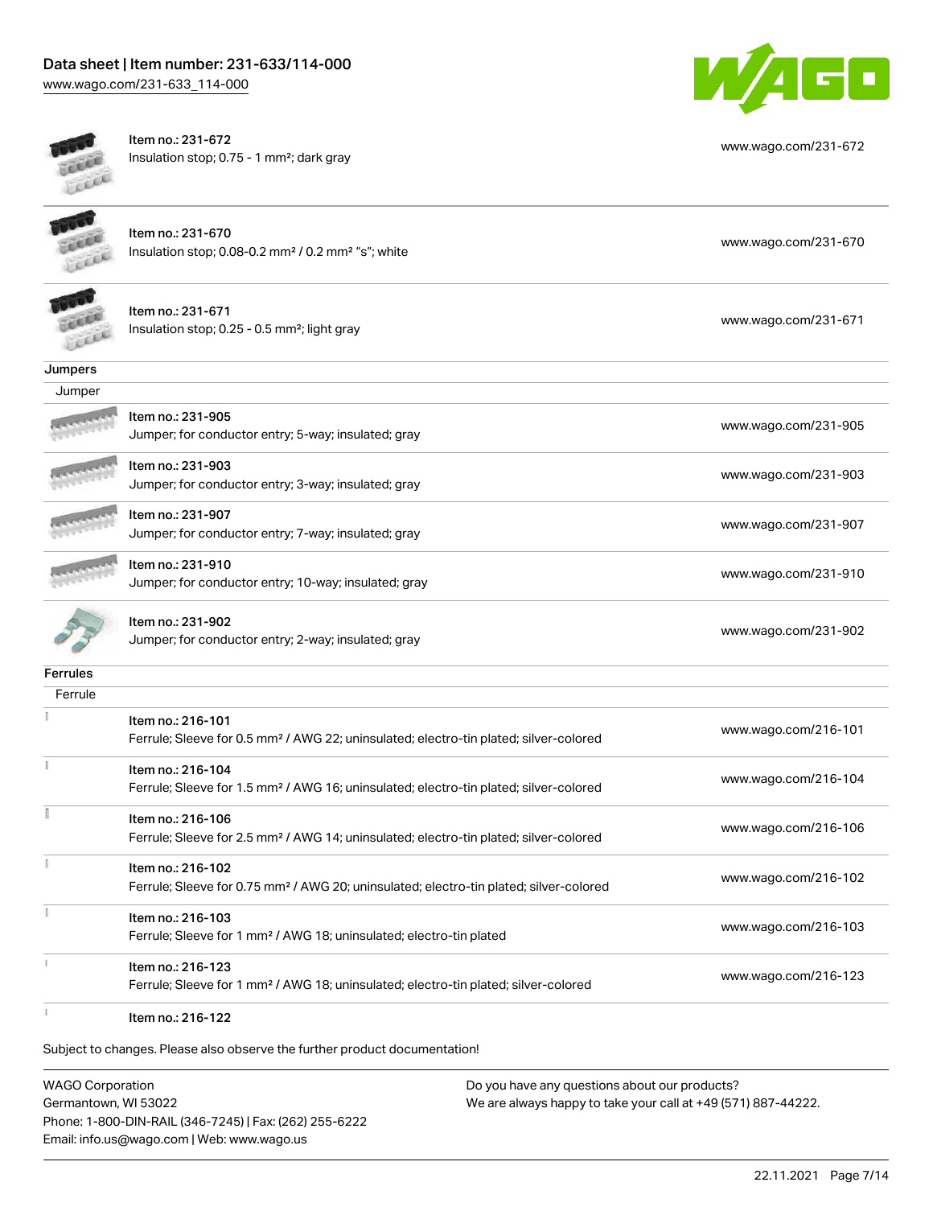| | | |
|---|---|---|
| | Item no.: 231-672<br>Insulation stop; 0.75 - 1 mm²; dark gray | www.wago.com/231-672 |
| | Item no.: 231-670<br>Insulation stop; 0.08-0.2 mm² / 0.2 mm² "s"; white | www.wago.com/231-670 |
| | Item no.: 231-671<br>Insulation stop; 0.25 - 0.5 mm²; light gray | www.wago.com/231-671 |

**Jumpers**

Jumper

| | | |
|---|---|---|
| | Item no.: 231-905<br>Jumper; for conductor entry; 5-way; insulated; gray | www.wago.com/231-905 |
| | Item no.: 231-903<br>Jumper; for conductor entry; 3-way; insulated; gray | www.wago.com/231-903 |
| | Item no.: 231-907<br>Jumper; for conductor entry; 7-way; insulated; gray | www.wago.com/231-907 |
| | Item no.: 231-910<br>Jumper; for conductor entry; 10-way; insulated; gray | www.wago.com/231-910 |
| | Item no.: 231-902<br>Jumper; for conductor entry; 2-way; insulated; gray | www.wago.com/231-902 |

**Ferrules**

Ferrule

| | | |
|---|---|---|
| | Item no.: 216-101<br>Ferrule; Sleeve for 0.5 mm² / AWG 22; uninsulated; electro-tin plated; silver-colored | www.wago.com/216-101 |
| | Item no.: 216-104<br>Ferrule; Sleeve for 1.5 mm² / AWG 16; uninsulated; electro-tin plated; silver-colored | www.wago.com/216-104 |
| | Item no.: 216-106<br>Ferrule; Sleeve for 2.5 mm² / AWG 14; uninsulated; electro-tin plated; silver-colored | www.wago.com/216-106 |
| | Item no.: 216-102<br>Ferrule; Sleeve for 0.75 mm² / AWG 20; uninsulated; electro-tin plated; silver-colored | www.wago.com/216-102 |
| | Item no.: 216-103<br>Ferrule; Sleeve for 1 mm² / AWG 18; uninsulated; electro-tin plated | www.wago.com/216-103 |
| | Item no.: 216-123<br>Ferrule; Sleeve for 1 mm² / AWG 18; uninsulated; electro-tin plated; silver-colored | www.wago.com/216-123 |
| | Item no.: 216-122 | |

Subject to changes. Please also observe the further product documentation!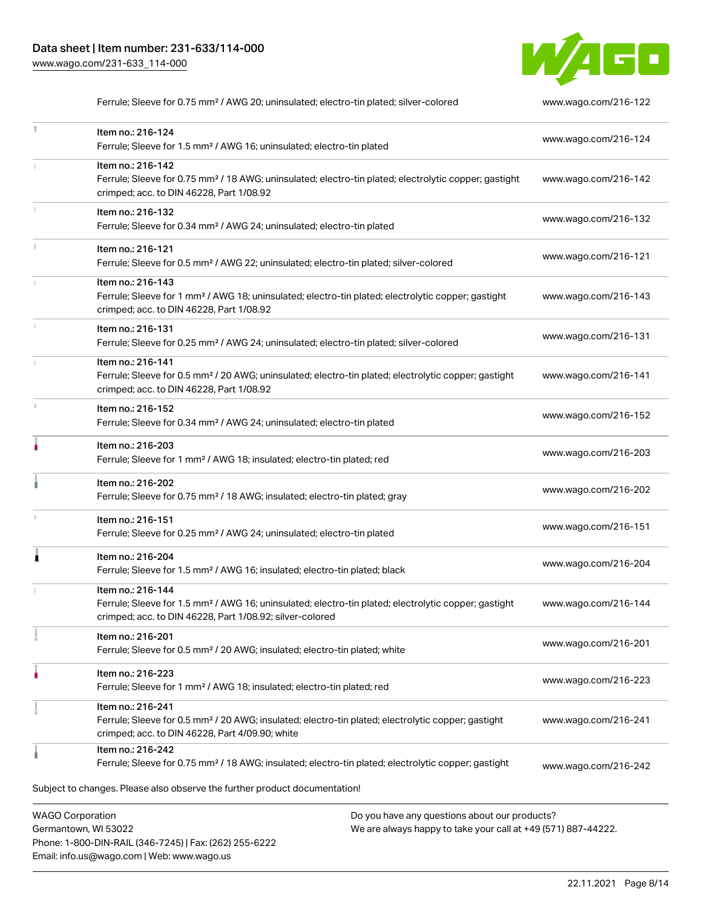| | | |
|---|---|---|
| | Ferrule; Sleeve for 0.75 mm² / AWG 20; uninsulated; electro-tin plated; silver-colored | www.wago.com/216-122 |
| | Item no.: 216-124<br>Ferrule; Sleeve for 1.5 mm² / AWG 16; uninsulated; electro-tin plated | www.wago.com/216-124 |
| | Item no.: 216-142<br>Ferrule; Sleeve for 0.75 mm² / 18 AWG; uninsulated; electro-tin plated; electrolytic copper; gastight crimped; acc. to DIN 46228, Part 1/08.92 | www.wago.com/216-142 |
| | Item no.: 216-132<br>Ferrule; Sleeve for 0.34 mm² / AWG 24; uninsulated; electro-tin plated | www.wago.com/216-132 |
| | Item no.: 216-121<br>Ferrule; Sleeve for 0.5 mm² / AWG 22; uninsulated; electro-tin plated; silver-colored | www.wago.com/216-121 |
| | Item no.: 216-143<br>Ferrule; Sleeve for 1 mm² / AWG 18; uninsulated; electro-tin plated; electrolytic copper; gastight crimped; acc. to DIN 46228, Part 1/08.92 | www.wago.com/216-143 |
| | Item no.: 216-131<br>Ferrule; Sleeve for 0.25 mm² / AWG 24; uninsulated; electro-tin plated; silver-colored | www.wago.com/216-131 |
| | Item no.: 216-141<br>Ferrule; Sleeve for 0.5 mm² / 20 AWG; uninsulated; electro-tin plated; electrolytic copper; gastight crimped; acc. to DIN 46228, Part 1/08.92 | www.wago.com/216-141 |
| | Item no.: 216-152<br>Ferrule; Sleeve for 0.34 mm² / AWG 24; uninsulated; electro-tin plated | www.wago.com/216-152 |
| | Item no.: 216-203<br>Ferrule; Sleeve for 1 mm² / AWG 18; insulated; electro-tin plated; red | www.wago.com/216-203 |
| | Item no.: 216-202<br>Ferrule; Sleeve for 0.75 mm² / 18 AWG; insulated; electro-tin plated; gray | www.wago.com/216-202 |
| | Item no.: 216-151<br>Ferrule; Sleeve for 0.25 mm² / AWG 24; uninsulated; electro-tin plated | www.wago.com/216-151 |
| | Item no.: 216-204<br>Ferrule; Sleeve for 1.5 mm² / AWG 16; insulated; electro-tin plated; black | www.wago.com/216-204 |
| | Item no.: 216-144<br>Ferrule; Sleeve for 1.5 mm² / AWG 16; uninsulated; electro-tin plated; electrolytic copper; gastight crimped; acc. to DIN 46228, Part 1/08.92; silver-colored | www.wago.com/216-144 |
| | Item no.: 216-201<br>Ferrule; Sleeve for 0.5 mm² / 20 AWG; insulated; electro-tin plated; white | www.wago.com/216-201 |
| | Item no.: 216-223<br>Ferrule; Sleeve for 1 mm² / AWG 18; insulated; electro-tin plated; red | www.wago.com/216-223 |
| | Item no.: 216-241<br>Ferrule; Sleeve for 0.5 mm² / 20 AWG; insulated; electro-tin plated; electrolytic copper; gastight crimped; acc. to DIN 46228, Part 4/09.90; white | www.wago.com/216-241 |
| | Item no.: 216-242<br>Ferrule; Sleeve for 0.75 mm² / 18 AWG; insulated; electro-tin plated; electrolytic copper; gastight | www.wago.com/216-242 |

Subject to changes. Please also observe the further product documentation!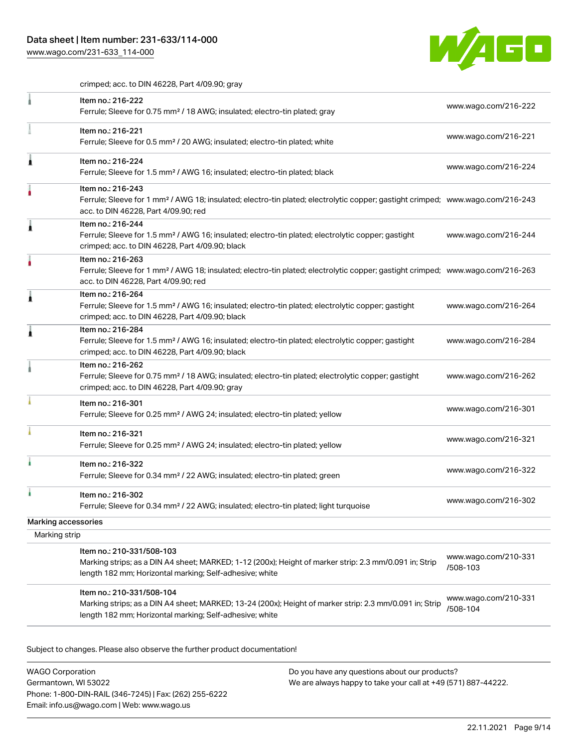crimped; acc. to DIN 46228, Part 4/09.90; gray

| Item | Link |
| --- | --- |
| Item no.: 216-222<br>Ferrule; Sleeve for 0.75 mm² / 18 AWG; insulated; electro-tin plated; gray | www.wago.com/216-222 |
| Item no.: 216-221<br>Ferrule; Sleeve for 0.5 mm² / 20 AWG; insulated; electro-tin plated; white | www.wago.com/216-221 |
| Item no.: 216-224<br>Ferrule; Sleeve for 1.5 mm² / AWG 16; insulated; electro-tin plated; black | www.wago.com/216-224 |
| Item no.: 216-243<br>Ferrule; Sleeve for 1 mm² / AWG 18; insulated; electro-tin plated; electrolytic copper; gastight crimped; acc. to DIN 46228, Part 4/09.90; red | www.wago.com/216-243 |
| Item no.: 216-244<br>Ferrule; Sleeve for 1.5 mm² / AWG 16; insulated; electro-tin plated; electrolytic copper; gastight crimped; acc. to DIN 46228, Part 4/09.90; black | www.wago.com/216-244 |
| Item no.: 216-263<br>Ferrule; Sleeve for 1 mm² / AWG 18; insulated; electro-tin plated; electrolytic copper; gastight crimped; acc. to DIN 46228, Part 4/09.90; red | www.wago.com/216-263 |
| Item no.: 216-264<br>Ferrule; Sleeve for 1.5 mm² / AWG 16; insulated; electro-tin plated; electrolytic copper; gastight crimped; acc. to DIN 46228, Part 4/09.90; black | www.wago.com/216-264 |
| Item no.: 216-284<br>Ferrule; Sleeve for 1.5 mm² / AWG 16; insulated; electro-tin plated; electrolytic copper; gastight crimped; acc. to DIN 46228, Part 4/09.90; black | www.wago.com/216-284 |
| Item no.: 216-262<br>Ferrule; Sleeve for 0.75 mm² / 18 AWG; insulated; electro-tin plated; electrolytic copper; gastight crimped; acc. to DIN 46228, Part 4/09.90; gray | www.wago.com/216-262 |
| Item no.: 216-301<br>Ferrule; Sleeve for 0.25 mm² / AWG 24; insulated; electro-tin plated; yellow | www.wago.com/216-301 |
| Item no.: 216-321<br>Ferrule; Sleeve for 0.25 mm² / AWG 24; insulated; electro-tin plated; yellow | www.wago.com/216-321 |
| Item no.: 216-322<br>Ferrule; Sleeve for 0.34 mm² / 22 AWG; insulated; electro-tin plated; green | www.wago.com/216-322 |
| Item no.: 216-302<br>Ferrule; Sleeve for 0.34 mm² / 22 AWG; insulated; electro-tin plated; light turquoise | www.wago.com/216-302 |

## Marking accessories

### Marking strip

| Item | Link |
| --- | --- |
| Item no.: 210-331/508-103<br>Marking strips; as a DIN A4 sheet; MARKED; 1-12 (200x); Height of marker strip: 2.3 mm/0.091 in; Strip length 182 mm; Horizontal marking; Self-adhesive; white | www.wago.com/210-331/508-103 |
| Item no.: 210-331/508-104<br>Marking strips; as a DIN A4 sheet; MARKED; 13-24 (200x); Height of marker strip: 2.3 mm/0.091 in; Strip length 182 mm; Horizontal marking; Self-adhesive; white | www.wago.com/210-331/508-104 |

Subject to changes. Please also observe the further product documentation!

WAGO Corporation
Germantown, WI 53022
Phone: 1-800-DIN-RAIL (346-7245) | Fax: (262) 255-6222
Email: info.us@wago.com | Web: www.wago.us

Do you have any questions about our products?
We are always happy to take your call at +49 (571) 887-44222.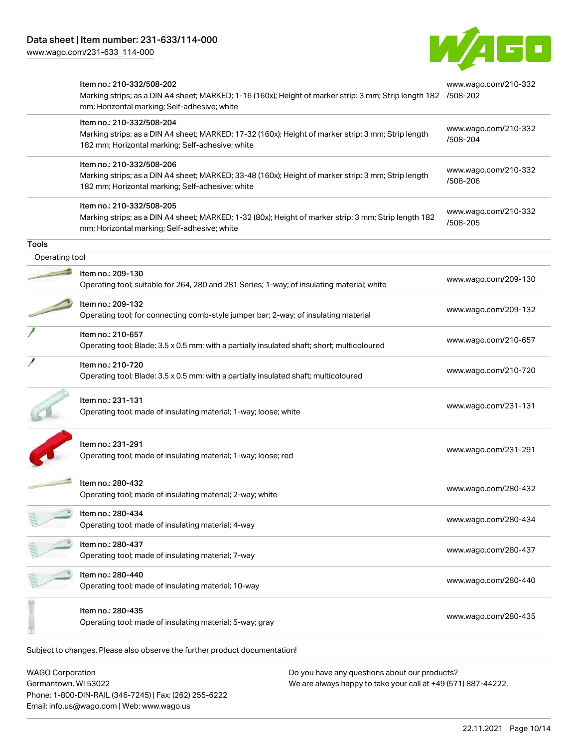| | | |
|---|---|---|
| | Item no.: 210-332/508-202<br>Marking strips; as a DIN A4 sheet; MARKED; 1-16 (160x); Height of marker strip: 3 mm; Strip length 182 mm; Horizontal marking; Self-adhesive; white | www.wago.com/210-332/508-202 |
| | Item no.: 210-332/508-204<br>Marking strips; as a DIN A4 sheet; MARKED; 17-32 (160x); Height of marker strip: 3 mm; Strip length 182 mm; Horizontal marking; Self-adhesive; white | www.wago.com/210-332/508-204 |
| | Item no.: 210-332/508-206<br>Marking strips; as a DIN A4 sheet; MARKED; 33-48 (160x); Height of marker strip: 3 mm; Strip length 182 mm; Horizontal marking; Self-adhesive; white | www.wago.com/210-332/508-206 |
| | Item no.: 210-332/508-205<br>Marking strips; as a DIN A4 sheet; MARKED; 1-32 (80x); Height of marker strip: 3 mm; Strip length 182 mm; Horizontal marking; Self-adhesive; white | www.wago.com/210-332/508-205 |

**Tools**

Operating tool

| | | |
|---|---|---|
| | Item no.: 209-130<br>Operating tool; suitable for 264, 280 and 281 Series; 1-way; of insulating material; white | www.wago.com/209-130 |
| | Item no.: 209-132<br>Operating tool; for connecting comb-style jumper bar; 2-way; of insulating material | www.wago.com/209-132 |
| | Item no.: 210-657<br>Operating tool; Blade: 3.5 x 0.5 mm; with a partially insulated shaft; short; multicoloured | www.wago.com/210-657 |
| | Item no.: 210-720<br>Operating tool; Blade: 3.5 x 0.5 mm; with a partially insulated shaft; multicoloured | www.wago.com/210-720 |
| | Item no.: 231-131<br>Operating tool; made of insulating material; 1-way; loose; white | www.wago.com/231-131 |
| | Item no.: 231-291<br>Operating tool; made of insulating material; 1-way; loose; red | www.wago.com/231-291 |
| | Item no.: 280-432<br>Operating tool; made of insulating material; 2-way; white | www.wago.com/280-432 |
| | Item no.: 280-434<br>Operating tool; made of insulating material; 4-way | www.wago.com/280-434 |
| | Item no.: 280-437<br>Operating tool; made of insulating material; 7-way | www.wago.com/280-437 |
| | Item no.: 280-440<br>Operating tool; made of insulating material; 10-way | www.wago.com/280-440 |
| | Item no.: 280-435<br>Operating tool; made of insulating material; 5-way; gray | www.wago.com/280-435 |

Subject to changes. Please also observe the further product documentation!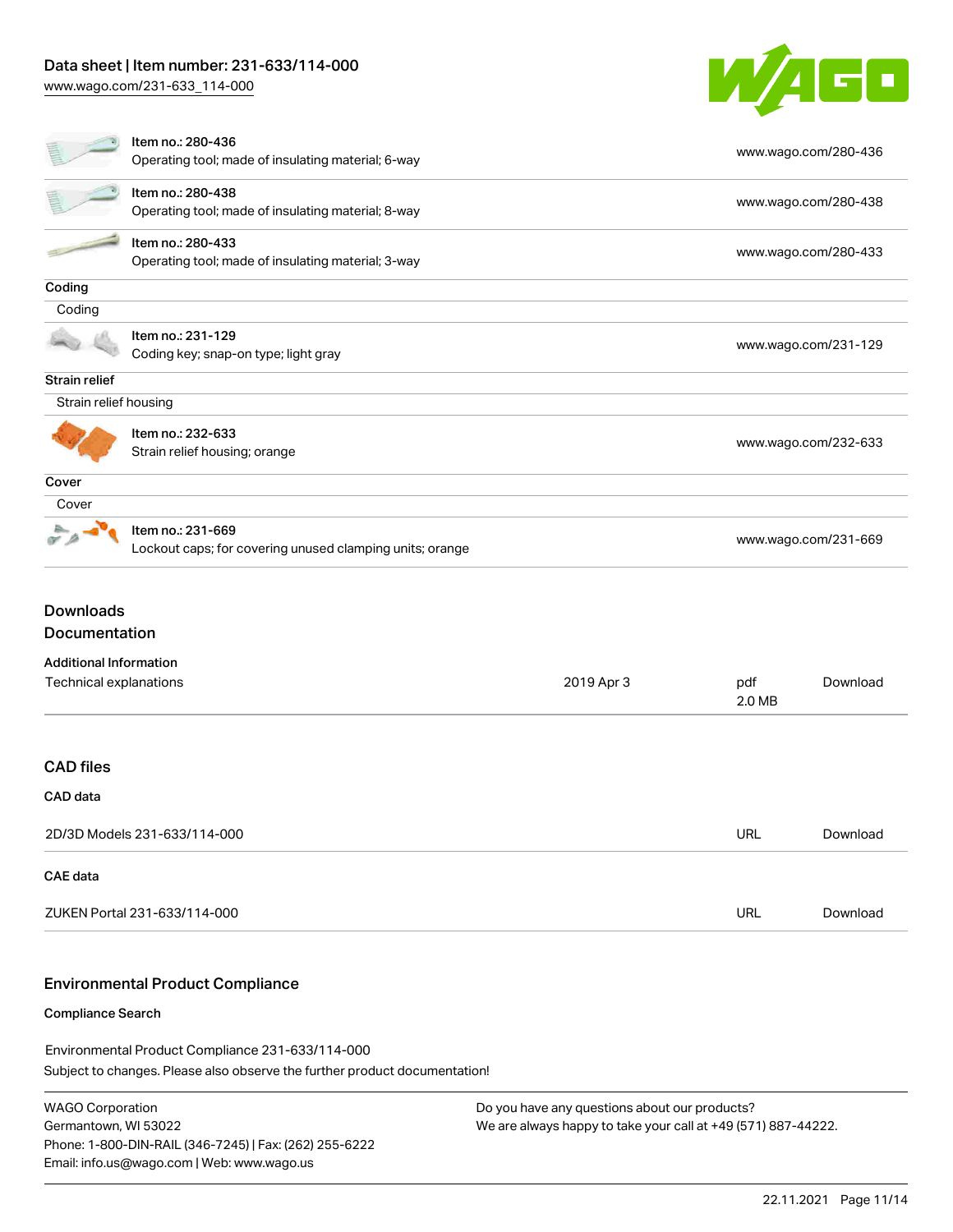| | | |
|---|---|---|
| | Item no.: 280-436<br>Operating tool; made of insulating material; 6-way | www.wago.com/280-436 |
| | Item no.: 280-438<br>Operating tool; made of insulating material; 8-way | www.wago.com/280-438 |
| | Item no.: 280-433<br>Operating tool; made of insulating material; 3-way | www.wago.com/280-433 |

**Coding**

Coding

| | | |
|---|---|---|
| | Item no.: 231-129<br>Coding key; snap-on type; light gray | www.wago.com/231-129 |

**Strain relief**

Strain relief housing

| | | |
|---|---|---|
| | Item no.: 232-633<br>Strain relief housing; orange | www.wago.com/232-633 |

**Cover**

Cover

| | | |
|---|---|---|
| | Item no.: 231-669<br>Lockout caps; for covering unused clamping units; orange | www.wago.com/231-669 |

## Downloads

## Documentation

**Additional Information**

| | | | |
|---|---|---|---|
| Technical explanations | 2019 Apr 3 | pdf<br>2.0 MB | Download |

## CAD files

**CAD data**

| | | |
|---|---|---|
| 2D/3D Models 231-633/114-000 | URL | Download |

**CAE data**

| | | |
|---|---|---|
| ZUKEN Portal 231-633/114-000 | URL | Download |

## Environmental Product Compliance

**Compliance Search**

Environmental Product Compliance 231-633/114-000

Subject to changes. Please also observe the further product documentation!

WAGO Corporation
Germantown, WI 53022
Phone: 1-800-DIN-RAIL (346-7245) | Fax: (262) 255-6222
Email: info.us@wago.com | Web: www.wago.us

Do you have any questions about our products?
We are always happy to take your call at +49 (571) 887-44222.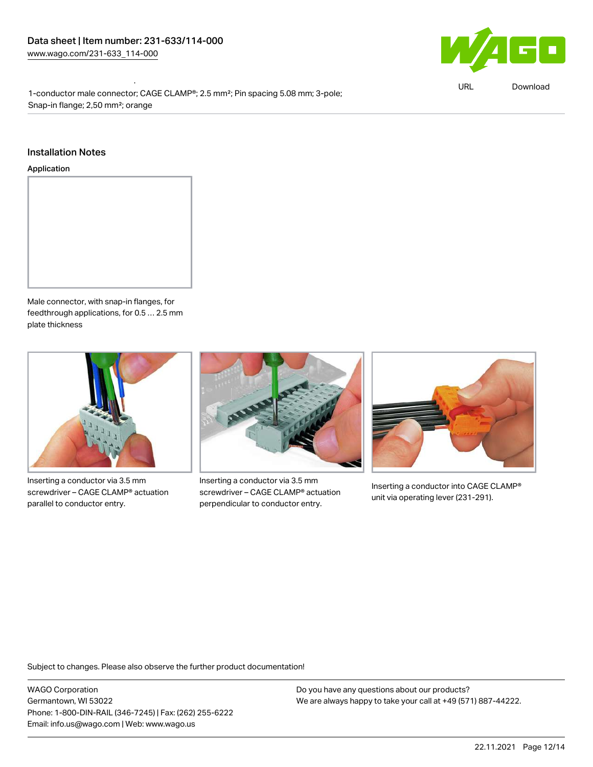1-conductor male connector; CAGE CLAMP®; 2.5 mm²; Pin spacing 5.08 mm; 3-pole; Snap-in flange; 2,50 mm²; orange

## Installation Notes

### Application

Male connector, with snap-in flanges, for feedthrough applications, for 0.5 … 2.5 mm plate thickness

Inserting a conductor via 3.5 mm screwdriver – CAGE CLAMP® actuation parallel to conductor entry.

Inserting a conductor via 3.5 mm screwdriver – CAGE CLAMP® actuation perpendicular to conductor entry.

Inserting a conductor into CAGE CLAMP® unit via operating lever (231-291).

Subject to changes. Please also observe the further product documentation!

WAGO Corporation
Germantown, WI 53022
Phone: 1-800-DIN-RAIL (346-7245) | Fax: (262) 255-6222
Email: info.us@wago.com | Web: www.wago.us

Do you have any questions about our products?
We are always happy to take your call at +49 (571) 887-44222.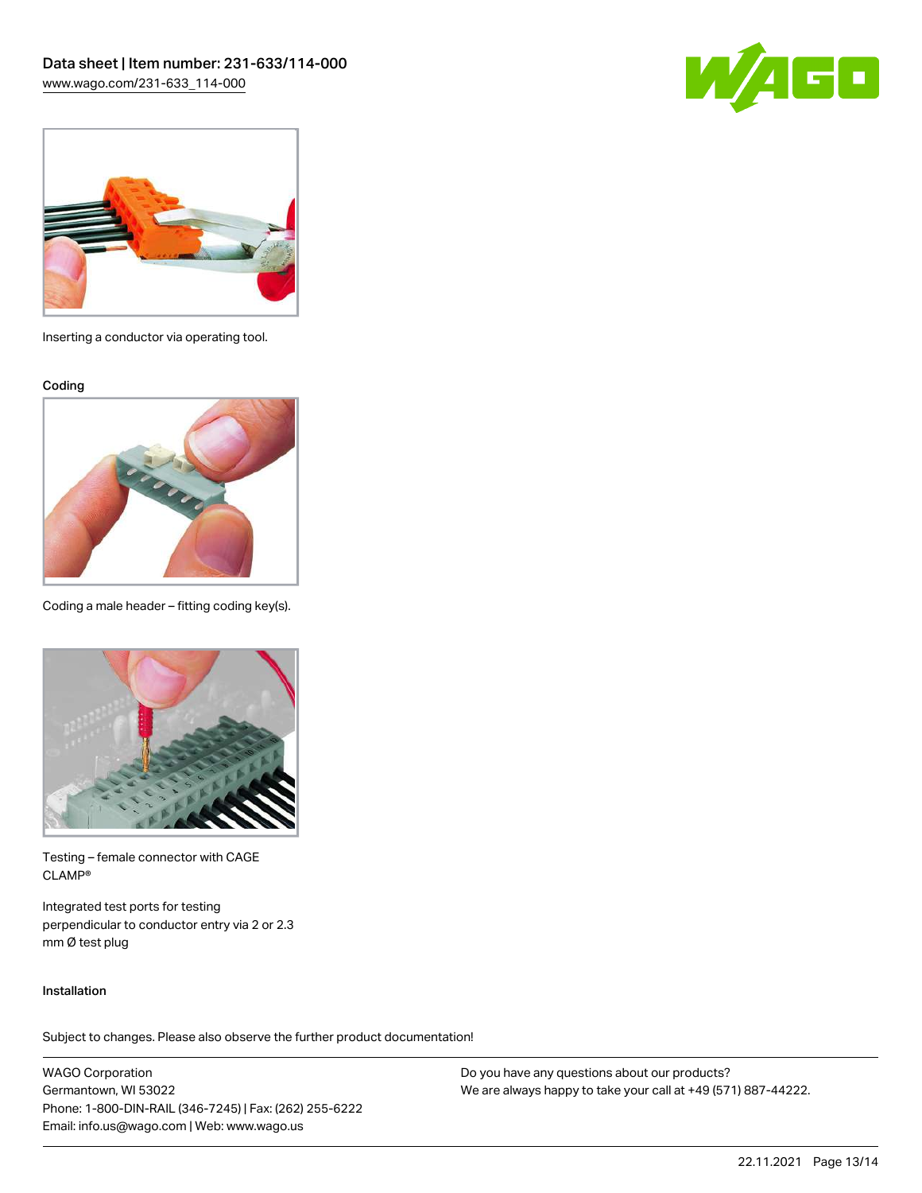Inserting a conductor via operating tool.

### Coding

Coding a male header – fitting coding key(s).

Testing – female connector with CAGE CLAMP®

Integrated test ports for testing perpendicular to conductor entry via 2 or 2.3 mm Ø test plug

### Installation

Subject to changes. Please also observe the further product documentation!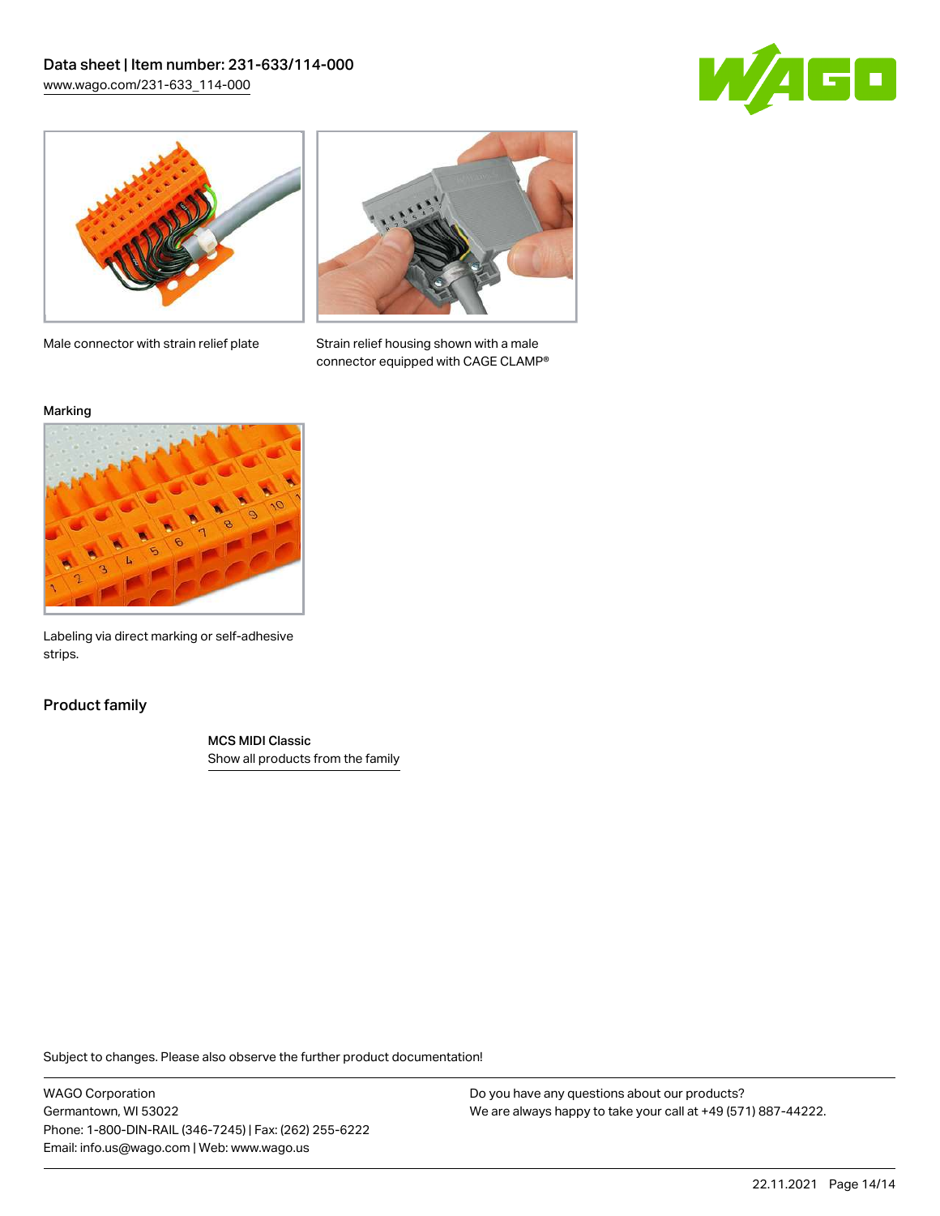Male connector with strain relief plate

Strain relief housing shown with a male connector equipped with CAGE CLAMP®

Marking

Labeling via direct marking or self-adhesive strips.

## Product family

MCS MIDI Classic
Show all products from the family

Subject to changes. Please also observe the further product documentation!

WAGO Corporation
Germantown, WI 53022
Phone: 1-800-DIN-RAIL (346-7245) | Fax: (262) 255-6222
Email: info.us@wago.com | Web: www.wago.us

Do you have any questions about our products?
We are always happy to take your call at +49 (571) 887-44222.